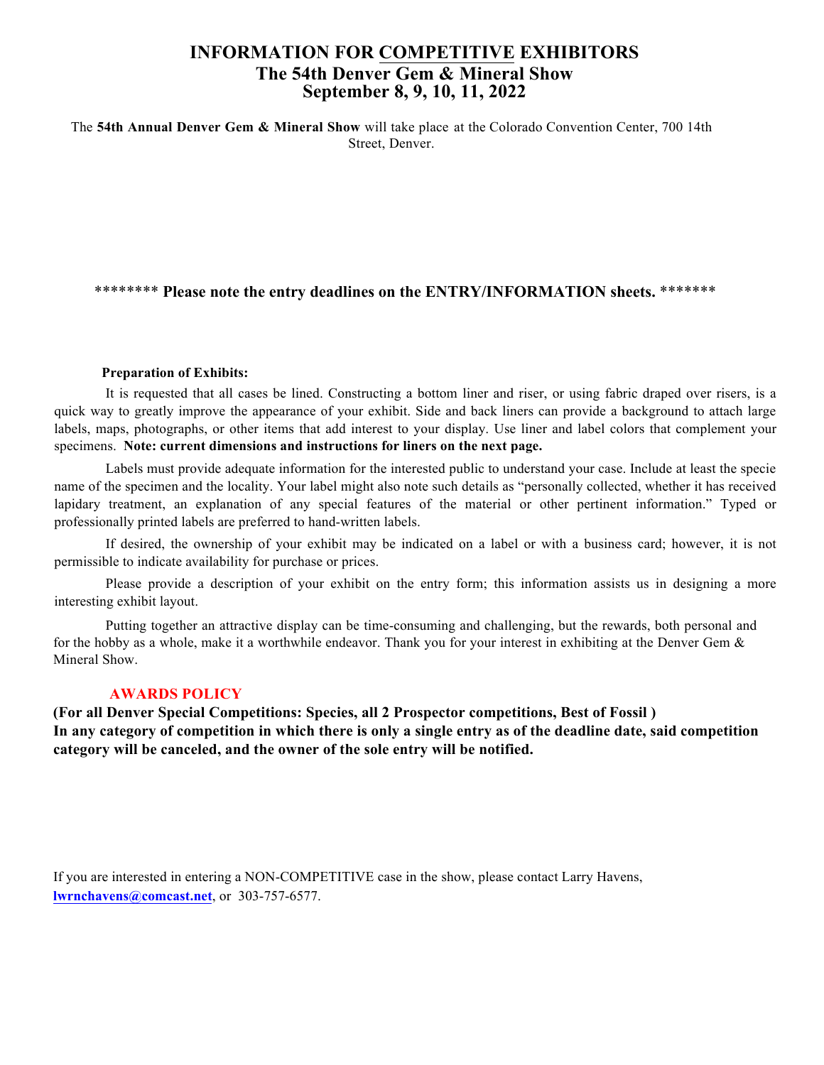# INFORMATION FOR COMPETITIVE EXHIBITORS
## The 54th Denver Gem & Mineral Show
## September 8, 9, 10, 11, 2022

The **54th Annual Denver Gem & Mineral Show** will take place at the Colorado Convention Center, 700 14th Street, Denver.

**\*\*\*\*\*\*\*\* Please note the entry deadlines on the ENTRY/INFORMATION sheets. \*\*\*\*\*\*\***

**Preparation of Exhibits:**

It is requested that all cases be lined. Constructing a bottom liner and riser, or using fabric draped over risers, is a quick way to greatly improve the appearance of your exhibit. Side and back liners can provide a background to attach large labels, maps, photographs, or other items that add interest to your display. Use liner and label colors that complement your specimens. **Note: current dimensions and instructions for liners on the next page.**

Labels must provide adequate information for the interested public to understand your case. Include at least the specie name of the specimen and the locality. Your label might also note such details as "personally collected, whether it has received lapidary treatment, an explanation of any special features of the material or other pertinent information." Typed or professionally printed labels are preferred to hand-written labels.

If desired, the ownership of your exhibit may be indicated on a label or with a business card; however, it is not permissible to indicate availability for purchase or prices.

Please provide a description of your exhibit on the entry form; this information assists us in designing a more interesting exhibit layout.

Putting together an attractive display can be time-consuming and challenging, but the rewards, both personal and for the hobby as a whole, make it a worthwhile endeavor. Thank you for your interest in exhibiting at the Denver Gem & Mineral Show.

**AWARDS POLICY**

**(For all Denver Special Competitions: Species, all 2 Prospector competitions, Best of Fossil )**
**In any category of competition in which there is only a single entry as of the deadline date, said competition category will be canceled, and the owner of the sole entry will be notified.**

If you are interested in entering a NON-COMPETITIVE case in the show, please contact Larry Havens, **lwrnchavens@comcast.net**, or 303-757-6577.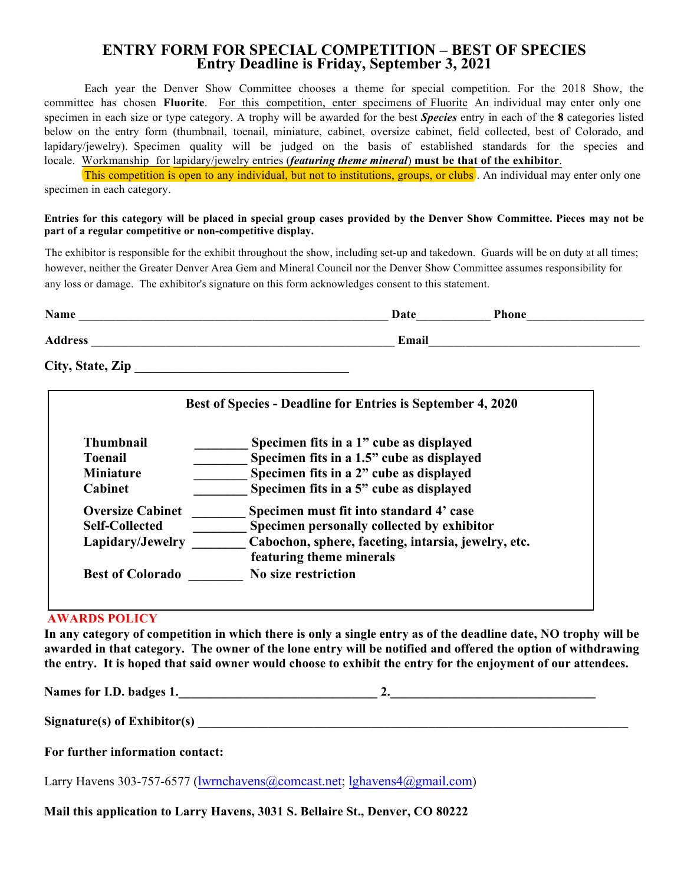# ENTRY FORM FOR SPECIAL COMPETITION – BEST OF SPECIES
## Entry Deadline is Friday, September 3, 2021

Each year the Denver Show Committee chooses a theme for special competition. For the 2018 Show, the committee has chosen **Fluorite**. For this competition, enter specimens of Fluorite An individual may enter only one specimen in each size or type category. A trophy will be awarded for the best ***Species*** entry in each of the **8** categories listed below on the entry form (thumbnail, toenail, miniature, cabinet, oversize cabinet, field collected, best of Colorado, and lapidary/jewelry). Specimen quality will be judged on the basis of established standards for the species and locale. Workmanship for lapidary/jewelry entries (***featuring theme mineral***) **must be that of the exhibitor**.

This competition is open to any individual, but not to institutions, groups, or clubs . An individual may enter only one specimen in each category.

**Entries for this category will be placed in special group cases provided by the Denver Show Committee. Pieces may not be part of a regular competitive or non-competitive display.**

The exhibitor is responsible for the exhibit throughout the show, including set-up and takedown. Guards will be on duty at all times; however, neither the Greater Denver Area Gem and Mineral Council nor the Denver Show Committee assumes responsibility for any loss or damage. The exhibitor's signature on this form acknowledges consent to this statement.

**Name** ________________________________________________ **Date**___________ **Phone**__________________

**Address** ______________________________________________ **Email**_________________________________

**City, State, Zip** _________________________________

**Best of Species - Deadline for Entries is September 4, 2020**

| | | |
|---|---|---|
| **Thumbnail** | ________ | **Specimen fits in a 1" cube as displayed** |
| **Toenail** | ________ | **Specimen fits in a 1.5" cube as displayed** |
| **Miniature** | ________ | **Specimen fits in a 2" cube as displayed** |
| **Cabinet** | ________ | **Specimen fits in a 5" cube as displayed** |
| **Oversize Cabinet** | ________ | **Specimen must fit into standard 4' case** |
| **Self-Collected** | ________ | **Specimen personally collected by exhibitor** |
| **Lapidary/Jewelry** | ________ | **Cabochon, sphere, faceting, intarsia, jewelry, etc. featuring theme minerals** |
| **Best of Colorado** | ________ | **No size restriction** |

**AWARDS POLICY**

**In any category of competition in which there is only a single entry as of the deadline date, NO trophy will be awarded in that category. The owner of the lone entry will be notified and offered the option of withdrawing the entry. It is hoped that said owner would choose to exhibit the entry for the enjoyment of our attendees.**

**Names for I.D. badges 1.**______________________________ **2.**______________________________

**Signature(s) of Exhibitor(s)** ____________________________________________________________

**For further information contact:**

Larry Havens 303-757-6577 (lwrnchavens@comcast.net; lghavens4@gmail.com)

**Mail this application to Larry Havens, 3031 S. Bellaire St., Denver, CO 80222**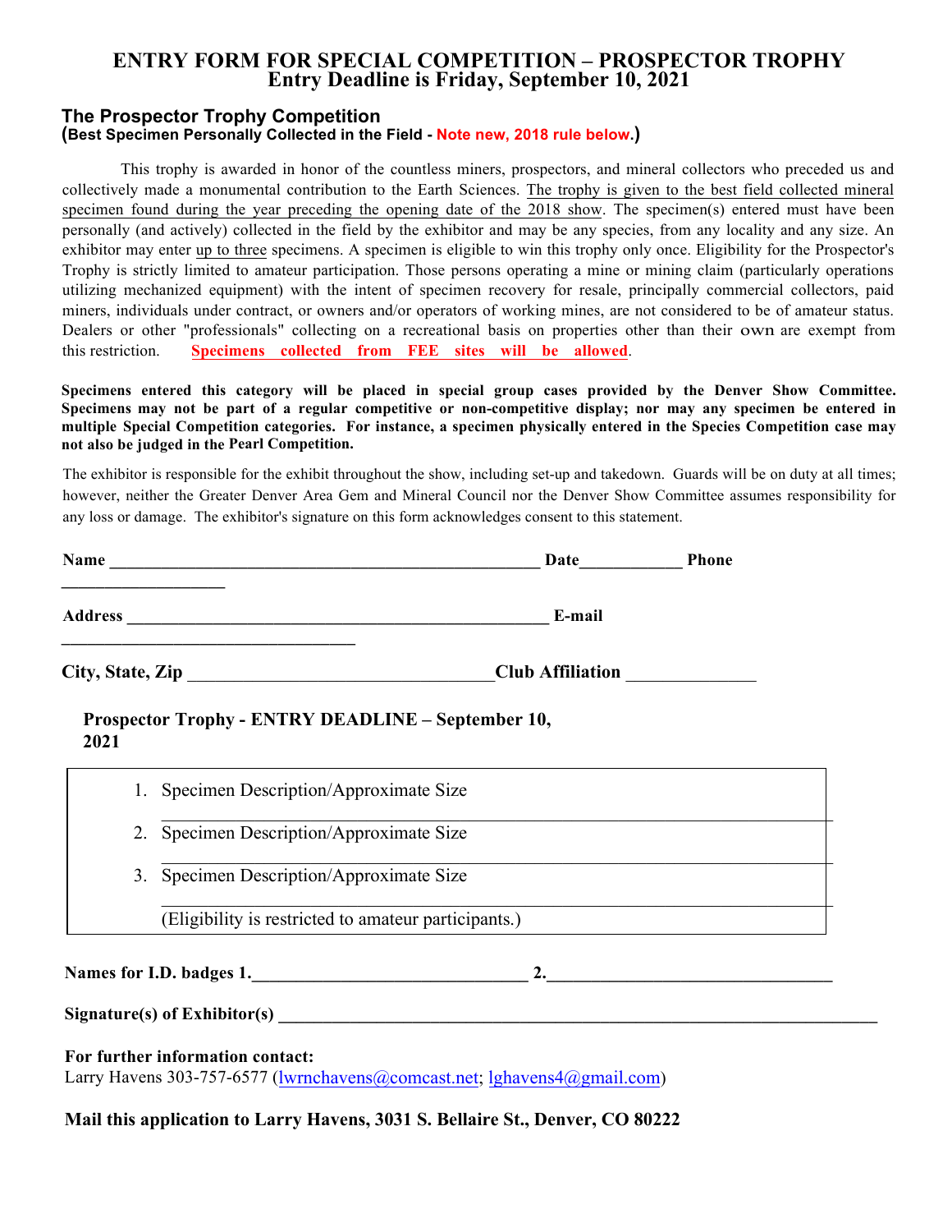# ENTRY FORM FOR SPECIAL COMPETITION – PROSPECTOR TROPHY
## Entry Deadline is Friday, September 10, 2021

### The Prospector Trophy Competition
**(Best Specimen Personally Collected in the Field - Note new, 2018 rule below.)**

This trophy is awarded in honor of the countless miners, prospectors, and mineral collectors who preceded us and collectively made a monumental contribution to the Earth Sciences. The trophy is given to the best field collected mineral specimen found during the year preceding the opening date of the 2018 show. The specimen(s) entered must have been personally (and actively) collected in the field by the exhibitor and may be any species, from any locality and any size. An exhibitor may enter up to three specimens. A specimen is eligible to win this trophy only once. Eligibility for the Prospector's Trophy is strictly limited to amateur participation. Those persons operating a mine or mining claim (particularly operations utilizing mechanized equipment) with the intent of specimen recovery for resale, principally commercial collectors, paid miners, individuals under contract, or owners and/or operators of working mines, are not considered to be of amateur status. Dealers or other "professionals" collecting on a recreational basis on properties other than their own are exempt from this restriction. **Specimens collected from FEE sites will be allowed**.

**Specimens entered this category will be placed in special group cases provided by the Denver Show Committee. Specimens may not be part of a regular competitive or non-competitive display; nor may any specimen be entered in multiple Special Competition categories. For instance, a specimen physically entered in the Species Competition case may not also be judged in the Pearl Competition.**

The exhibitor is responsible for the exhibit throughout the show, including set-up and takedown. Guards will be on duty at all times; however, neither the Greater Denver Area Gem and Mineral Council nor the Denver Show Committee assumes responsibility for any loss or damage. The exhibitor's signature on this form acknowledges consent to this statement.

**Name** ____________________________________________ **Date**__________ **Phone** ________________

**Address** ____________________________________________ **E-mail** ______________________________

**City, State, Zip** ______________________________**Club Affiliation** ____________

**Prospector Trophy - ENTRY DEADLINE – September 10, 2021**

1. Specimen Description/Approximate Size
   ____________________________________________
2. Specimen Description/Approximate Size
   ____________________________________________
3. Specimen Description/Approximate Size
   ____________________________________________

   (Eligibility is restricted to amateur participants.)

**Names for I.D. badges 1.**____________________________ **2.**______________________________

**Signature(s) of Exhibitor(s)** ______________________________________________________________

**For further information contact:**
Larry Havens 303-757-6577 (lwrnchavens@comcast.net; lghavens4@gmail.com)

**Mail this application to Larry Havens, 3031 S. Bellaire St., Denver, CO 80222**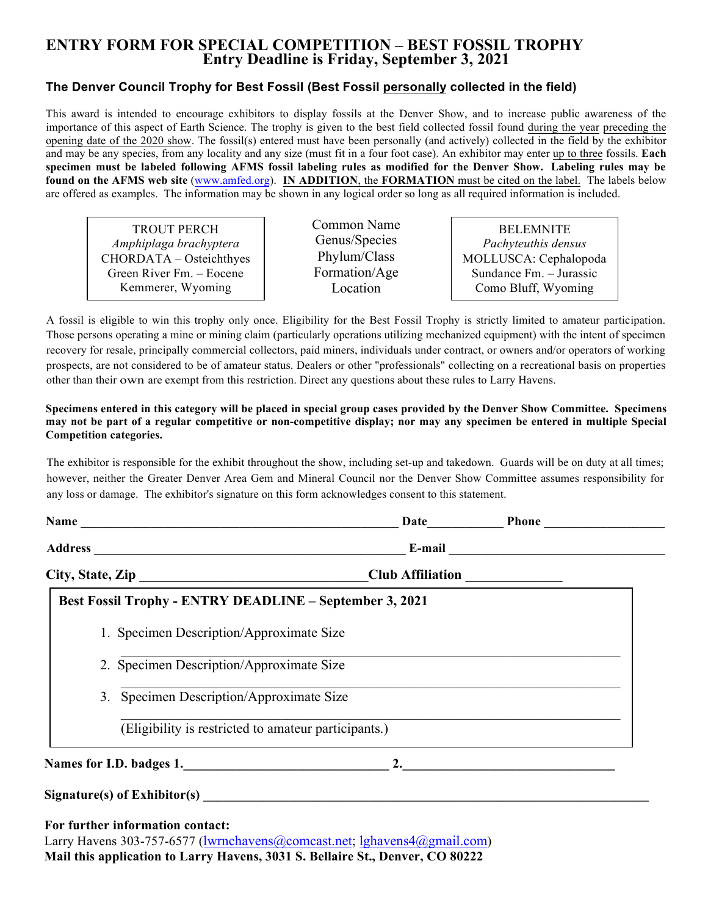# ENTRY FORM FOR SPECIAL COMPETITION – BEST FOSSIL TROPHY
## Entry Deadline is Friday, September 3, 2021

### The Denver Council Trophy for Best Fossil (Best Fossil personally collected in the field)

This award is intended to encourage exhibitors to display fossils at the Denver Show, and to increase public awareness of the importance of this aspect of Earth Science. The trophy is given to the best field collected fossil found during the year preceding the opening date of the 2020 show. The fossil(s) entered must have been personally (and actively) collected in the field by the exhibitor and may be any species, from any locality and any size (must fit in a four foot case). An exhibitor may enter up to three fossils. **Each specimen must be labeled following AFMS fossil labeling rules as modified for the Denver Show. Labeling rules may be found on the AFMS web site** (www.amfed.org). **IN ADDITION**, the **FORMATION** must be cited on the label. The labels below are offered as examples. The information may be shown in any logical order so long as all required information is included.

| TROUT PERCH | Common Name | BELEMNITE |
|---|---|---|
| *Amphiplaga brachyptera* | Genus/Species | *Pachyteuthis densus* |
| CHORDATA – Osteichthyes | Phylum/Class | MOLLUSCA: Cephalopoda |
| Green River Fm. – Eocene | Formation/Age | Sundance Fm. – Jurassic |
| Kemmerer, Wyoming | Location | Como Bluff, Wyoming |

A fossil is eligible to win this trophy only once. Eligibility for the Best Fossil Trophy is strictly limited to amateur participation. Those persons operating a mine or mining claim (particularly operations utilizing mechanized equipment) with the intent of specimen recovery for resale, principally commercial collectors, paid miners, individuals under contract, or owners and/or operators of working prospects, are not considered to be of amateur status. Dealers or other "professionals" collecting on a recreational basis on properties other than their own are exempt from this restriction. Direct any questions about these rules to Larry Havens.

**Specimens entered in this category will be placed in special group cases provided by the Denver Show Committee. Specimens may not be part of a regular competitive or non-competitive display; nor may any specimen be entered in multiple Special Competition categories.**

The exhibitor is responsible for the exhibit throughout the show, including set-up and takedown. Guards will be on duty at all times; however, neither the Greater Denver Area Gem and Mineral Council nor the Denver Show Committee assumes responsibility for any loss or damage. The exhibitor's signature on this form acknowledges consent to this statement.

**Name** ________________________________ **Date**__________ **Phone** ________________

**Address** ________________________________ **E-mail** ______________________________

**City, State, Zip** ___________________________ **Club Affiliation** ______________

**Best Fossil Trophy - ENTRY DEADLINE – September 3, 2021**

1. Specimen Description/Approximate Size
   ______________________________________________________________
2. Specimen Description/Approximate Size
   ______________________________________________________________
3. Specimen Description/Approximate Size
   ______________________________________________________________

(Eligibility is restricted to amateur participants.)

**Names for I.D. badges 1.**____________________________ **2.**____________________________

**Signature(s) of Exhibitor(s)** ______________________________________________________

**For further information contact:**
Larry Havens 303-757-6577 (lwrnchavens@comcast.net; lghavens4@gmail.com)
**Mail this application to Larry Havens, 3031 S. Bellaire St., Denver, CO 80222**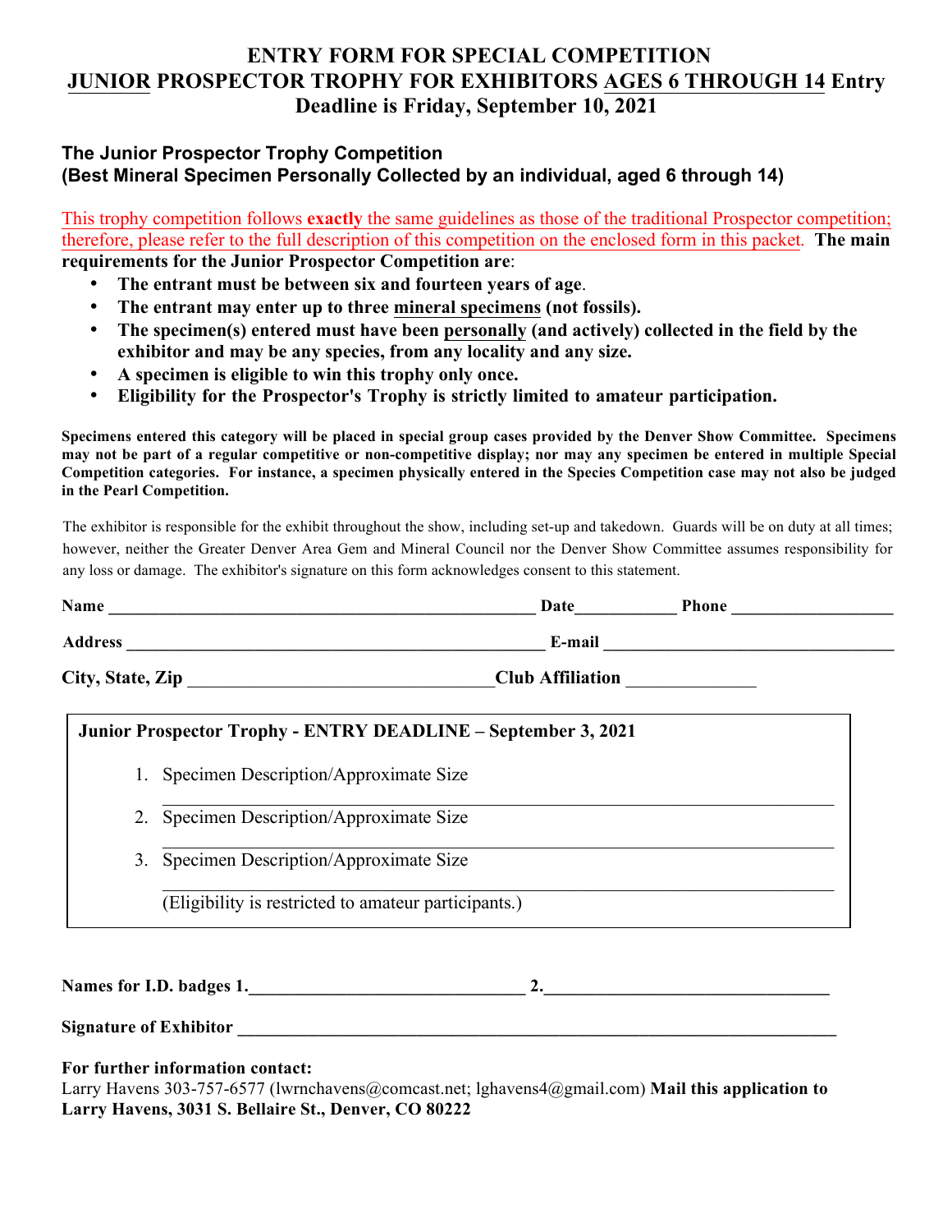# ENTRY FORM FOR SPECIAL COMPETITION
# JUNIOR PROSPECTOR TROPHY FOR EXHIBITORS AGES 6 THROUGH 14 Entry Deadline is Friday, September 10, 2021

### The Junior Prospector Trophy Competition
### (Best Mineral Specimen Personally Collected by an individual, aged 6 through 14)

This trophy competition follows **exactly** the same guidelines as those of the traditional Prospector competition; therefore, please refer to the full description of this competition on the enclosed form in this packet. **The main requirements for the Junior Prospector Competition are**:

- **The entrant must be between six and fourteen years of age**.
- **The entrant may enter up to three mineral specimens (not fossils).**
- **The specimen(s) entered must have been personally (and actively) collected in the field by the exhibitor and may be any species, from any locality and any size.**
- **A specimen is eligible to win this trophy only once.**
- **Eligibility for the Prospector's Trophy is strictly limited to amateur participation.**

**Specimens entered this category will be placed in special group cases provided by the Denver Show Committee. Specimens may not be part of a regular competitive or non-competitive display; nor may any specimen be entered in multiple Special Competition categories. For instance, a specimen physically entered in the Species Competition case may not also be judged in the Pearl Competition.**

The exhibitor is responsible for the exhibit throughout the show, including set-up and takedown. Guards will be on duty at all times; however, neither the Greater Denver Area Gem and Mineral Council nor the Denver Show Committee assumes responsibility for any loss or damage. The exhibitor's signature on this form acknowledges consent to this statement.

**Name** ____________________________________________ **Date**__________ **Phone** _________________

**Address** ____________________________________________ **E-mail** ______________________________

**City, State, Zip** ______________________________ **Club Affiliation** _____________

**Junior Prospector Trophy - ENTRY DEADLINE – September 3, 2021**

1. Specimen Description/Approximate Size
   ______________________________________________________________
2. Specimen Description/Approximate Size
   ______________________________________________________________
3. Specimen Description/Approximate Size
   ______________________________________________________________

(Eligibility is restricted to amateur participants.)

**Names for I.D. badges 1.**____________________________ **2.**____________________________

**Signature of Exhibitor** ______________________________________________________________

**For further information contact:**
Larry Havens 303-757-6577 (lwrnchavens@comcast.net; lghavens4@gmail.com) **Mail this application to Larry Havens, 3031 S. Bellaire St., Denver, CO 80222**